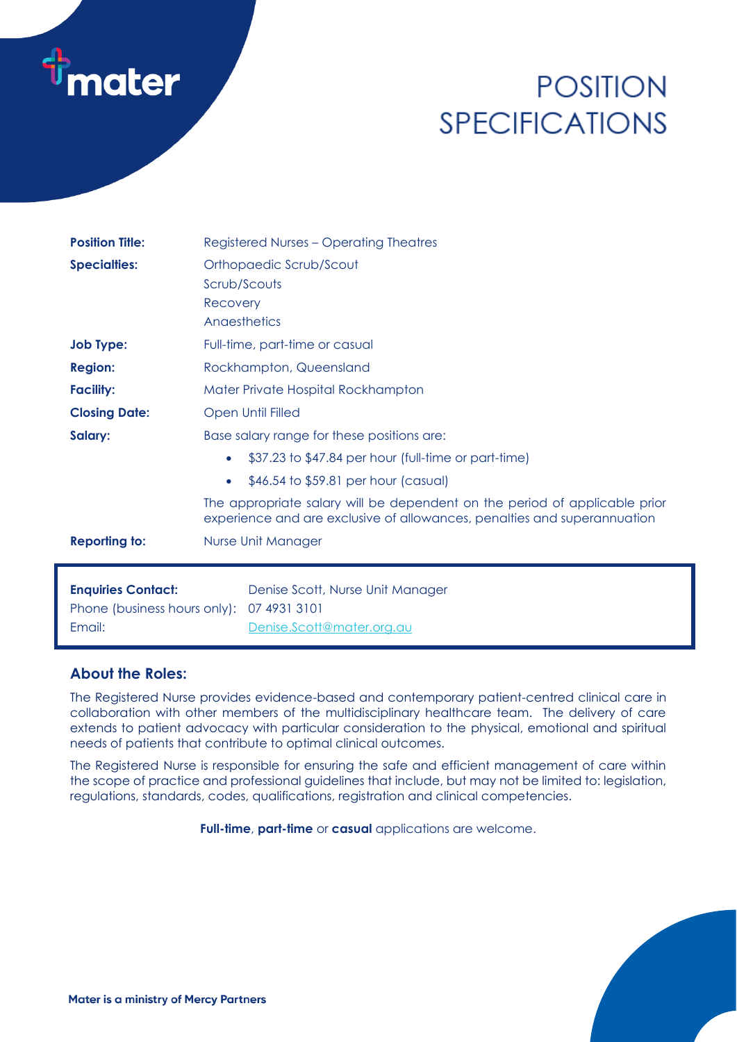mater

# POSITION SPECIFICATIONS

**Position Title:** Registered Nurses – Operating Theatres

**Specialties:** Orthopaedic Scrub/Scout
Scrub/Scouts
Recovery
Anaesthetics

**Job Type:** Full-time, part-time or casual

**Region:** Rockhampton, Queensland

**Facility:** Mater Private Hospital Rockhampton

**Closing Date:** Open Until Filled

**Salary:** Base salary range for these positions are:

- $37.23 to $47.84 per hour (full-time or part-time)
- $46.54 to $59.81 per hour (casual)

The appropriate salary will be dependent on the period of applicable prior experience and are exclusive of allowances, penalties and superannuation

**Reporting to:** Nurse Unit Manager

**Enquiries Contact:** Denise Scott, Nurse Unit Manager
Phone (business hours only): 07 4931 3101
Email: Denise.Scott@mater.org.au

## About the Roles:

The Registered Nurse provides evidence-based and contemporary patient-centred clinical care in collaboration with other members of the multidisciplinary healthcare team. The delivery of care extends to patient advocacy with particular consideration to the physical, emotional and spiritual needs of patients that contribute to optimal clinical outcomes.

The Registered Nurse is responsible for ensuring the safe and efficient management of care within the scope of practice and professional guidelines that include, but may not be limited to: legislation, regulations, standards, codes, qualifications, registration and clinical competencies.

**Full-time**, **part-time** or **casual** applications are welcome.

**Mater is a ministry of Mercy Partners**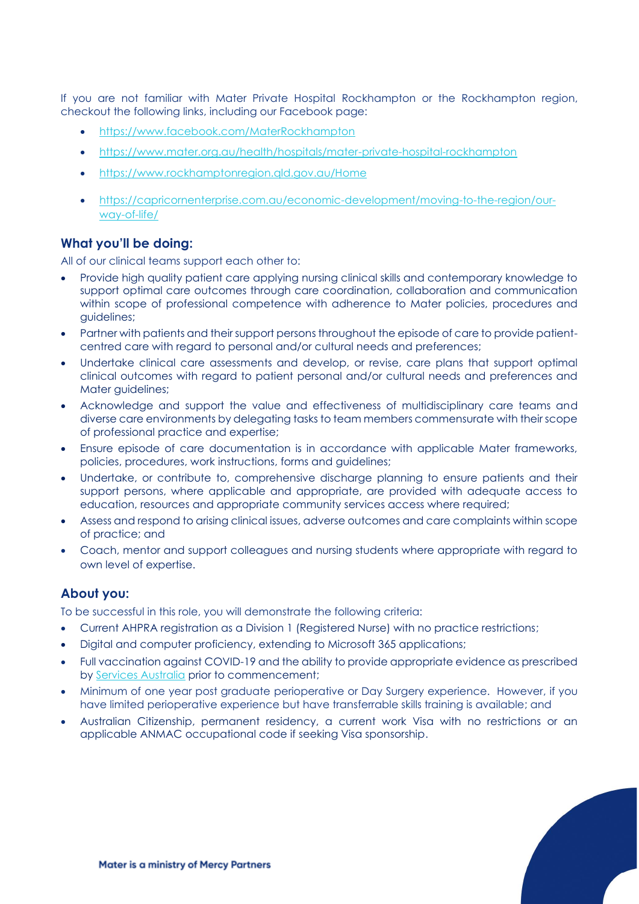If you are not familiar with Mater Private Hospital Rockhampton or the Rockhampton region, checkout the following links, including our Facebook page:

- https://www.facebook.com/MaterRockhampton
- https://www.mater.org.au/health/hospitals/mater-private-hospital-rockhampton
- https://www.rockhamptonregion.qld.gov.au/Home
- https://capricornenterprise.com.au/economic-development/moving-to-the-region/our-way-of-life/

## What you'll be doing:

All of our clinical teams support each other to:

- Provide high quality patient care applying nursing clinical skills and contemporary knowledge to support optimal care outcomes through care coordination, collaboration and communication within scope of professional competence with adherence to Mater policies, procedures and guidelines;
- Partner with patients and their support persons throughout the episode of care to provide patient-centred care with regard to personal and/or cultural needs and preferences;
- Undertake clinical care assessments and develop, or revise, care plans that support optimal clinical outcomes with regard to patient personal and/or cultural needs and preferences and Mater guidelines;
- Acknowledge and support the value and effectiveness of multidisciplinary care teams and diverse care environments by delegating tasks to team members commensurate with their scope of professional practice and expertise;
- Ensure episode of care documentation is in accordance with applicable Mater frameworks, policies, procedures, work instructions, forms and guidelines;
- Undertake, or contribute to, comprehensive discharge planning to ensure patients and their support persons, where applicable and appropriate, are provided with adequate access to education, resources and appropriate community services access where required;
- Assess and respond to arising clinical issues, adverse outcomes and care complaints within scope of practice; and
- Coach, mentor and support colleagues and nursing students where appropriate with regard to own level of expertise.

## About you:

To be successful in this role, you will demonstrate the following criteria:

- Current AHPRA registration as a Division 1 (Registered Nurse) with no practice restrictions;
- Digital and computer proficiency, extending to Microsoft 365 applications;
- Full vaccination against COVID-19 and the ability to provide appropriate evidence as prescribed by Services Australia prior to commencement;
- Minimum of one year post graduate perioperative or Day Surgery experience. However, if you have limited perioperative experience but have transferrable skills training is available; and
- Australian Citizenship, permanent residency, a current work Visa with no restrictions or an applicable ANMAC occupational code if seeking Visa sponsorship.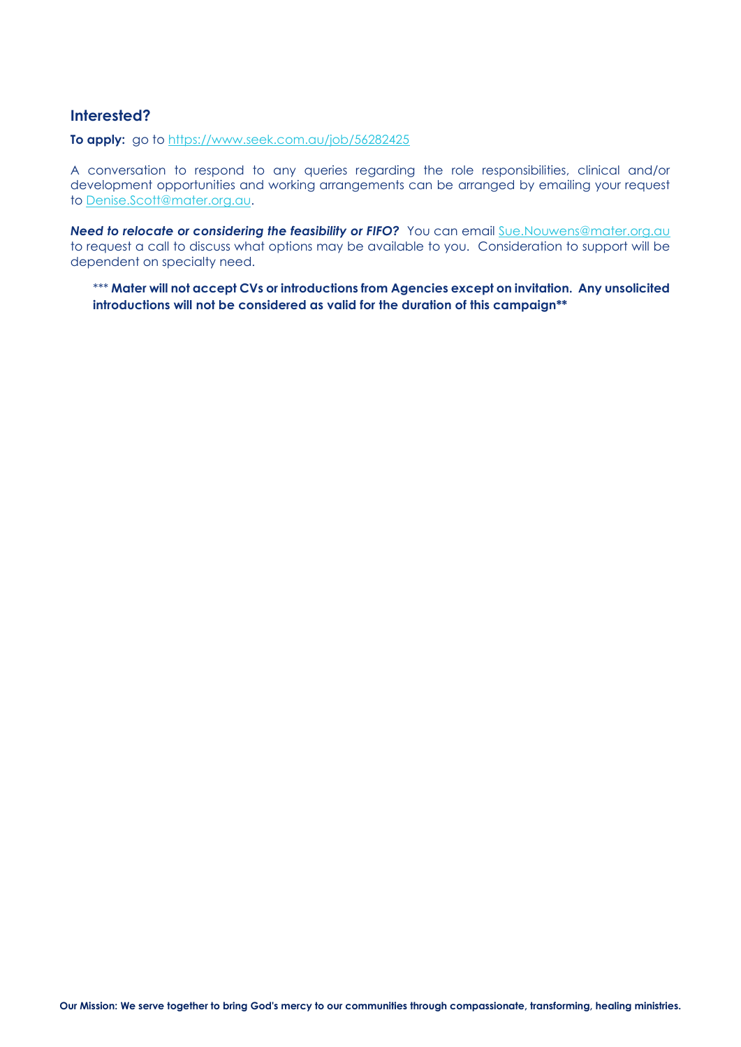## Interested?

**To apply:** go to https://www.seek.com.au/job/56282425

A conversation to respond to any queries regarding the role responsibilities, clinical and/or development opportunities and working arrangements can be arranged by emailing your request to Denise.Scott@mater.org.au.

***Need to relocate or considering the feasibility or FIFO?*** You can email Sue.Nouwens@mater.org.au to request a call to discuss what options may be available to you. Consideration to support will be dependent on specialty need.

*** **Mater will not accept CVs or introductions from Agencies except on invitation. Any unsolicited introductions will not be considered as valid for the duration of this campaign****

**Our Mission: We serve together to bring God's mercy to our communities through compassionate, transforming, healing ministries.**